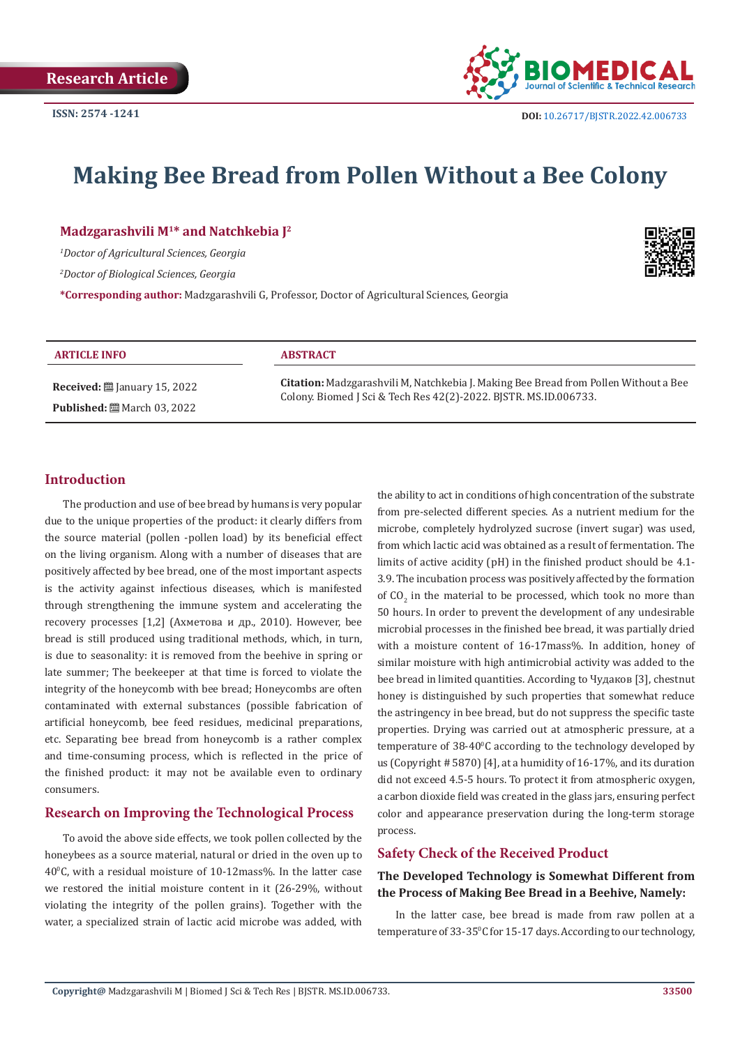Research Article

ISSN: 2574 -1241

DOI: 10.26717/BJSTR.2022.42.006733

# Making Bee Bread from Pollen Without a Bee Colony

**Madzgarashvili M[1]* and Natchkebia J[2]**

*[1]Doctor of Agricultural Sciences, Georgia*

*[2]Doctor of Biological Sciences, Georgia*

***Corresponding author:** Madzgarashvili G, Professor, Doctor of Agricultural Sciences, Georgia

**ARTICLE INFO**

**Received:** January 15, 2022

**Published:** March 03, 2022

**ABSTRACT**

**Citation:** Madzgarashvili M, Natchkebia J. Making Bee Bread from Pollen Without a Bee Colony. Biomed J Sci & Tech Res 42(2)-2022. BJSTR. MS.ID.006733.

## Introduction

The production and use of bee bread by humans is very popular due to the unique properties of the product: it clearly differs from the source material (pollen -pollen load) by its beneficial effect on the living organism. Along with a number of diseases that are positively affected by bee bread, one of the most important aspects is the activity against infectious diseases, which is manifested through strengthening the immune system and accelerating the recovery processes [1,2] (Ахметова и др., 2010). However, bee bread is still produced using traditional methods, which, in turn, is due to seasonality: it is removed from the beehive in spring or late summer; The beekeeper at that time is forced to violate the integrity of the honeycomb with bee bread; Honeycombs are often contaminated with external substances (possible fabrication of artificial honeycomb, bee feed residues, medicinal preparations, etc. Separating bee bread from honeycomb is a rather complex and time-consuming process, which is reflected in the price of the finished product: it may not be available even to ordinary consumers.

## Research on Improving the Technological Process

To avoid the above side effects, we took pollen collected by the honeybees as a source material, natural or dried in the oven up to 40$^0$C, with a residual moisture of 10-12mass%. In the latter case we restored the initial moisture content in it (26-29%, without violating the integrity of the pollen grains). Together with the water, a specialized strain of lactic acid microbe was added, with the ability to act in conditions of high concentration of the substrate from pre-selected different species. As a nutrient medium for the microbe, completely hydrolyzed sucrose (invert sugar) was used, from which lactic acid was obtained as a result of fermentation. The limits of active acidity (pH) in the finished product should be 4.1-3.9. The incubation process was positively affected by the formation of $CO_2$ in the material to be processed, which took no more than 50 hours. In order to prevent the development of any undesirable microbial processes in the finished bee bread, it was partially dried with a moisture content of 16-17mass%. In addition, honey of similar moisture with high antimicrobial activity was added to the bee bread in limited quantities. According to Чудаков [3], chestnut honey is distinguished by such properties that somewhat reduce the astringency in bee bread, but do not suppress the specific taste properties. Drying was carried out at atmospheric pressure, at a temperature of 38-40$^0$C according to the technology developed by us (Copyright # 5870) [4], at a humidity of 16-17%, and its duration did not exceed 4.5-5 hours. To protect it from atmospheric oxygen, a carbon dioxide field was created in the glass jars, ensuring perfect color and appearance preservation during the long-term storage process.

## Safety Check of the Received Product

### The Developed Technology is Somewhat Different from the Process of Making Bee Bread in a Beehive, Namely:

In the latter case, bee bread is made from raw pollen at a temperature of 33-35$^0$C for 15-17 days. According to our technology,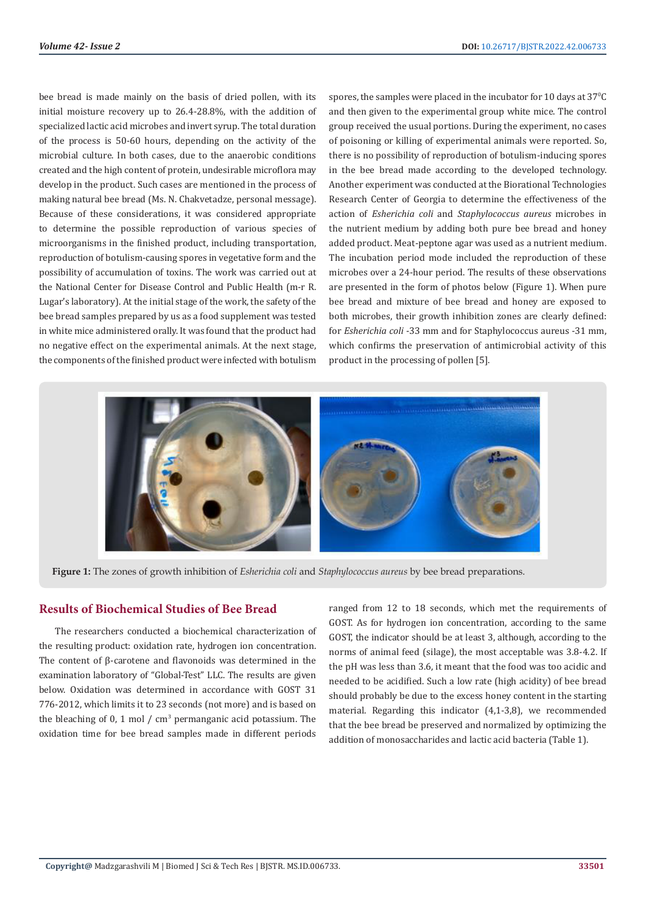bee bread is made mainly on the basis of dried pollen, with its initial moisture recovery up to 26.4-28.8%, with the addition of specialized lactic acid microbes and invert syrup. The total duration of the process is 50-60 hours, depending on the activity of the microbial culture. In both cases, due to the anaerobic conditions created and the high content of protein, undesirable microflora may develop in the product. Such cases are mentioned in the process of making natural bee bread (Ms. N. Chakvetadze, personal message). Because of these considerations, it was considered appropriate to determine the possible reproduction of various species of microorganisms in the finished product, including transportation, reproduction of botulism-causing spores in vegetative form and the possibility of accumulation of toxins. The work was carried out at the National Center for Disease Control and Public Health (m-r R. Lugar's laboratory). At the initial stage of the work, the safety of the bee bread samples prepared by us as a food supplement was tested in white mice administered orally. It was found that the product had no negative effect on the experimental animals. At the next stage, the components of the finished product were infected with botulism spores, the samples were placed in the incubator for 10 days at 37$^0$C and then given to the experimental group white mice. The control group received the usual portions. During the experiment, no cases of poisoning or killing of experimental animals were reported. So, there is no possibility of reproduction of botulism-inducing spores in the bee bread made according to the developed technology. Another experiment was conducted at the Biorational Technologies Research Center of Georgia to determine the effectiveness of the action of *Esherichia coli* and *Staphylococcus aureus* microbes in the nutrient medium by adding both pure bee bread and honey added product. Meat-peptone agar was used as a nutrient medium. The incubation period mode included the reproduction of these microbes over a 24-hour period. The results of these observations are presented in the form of photos below (Figure 1). When pure bee bread and mixture of bee bread and honey are exposed to both microbes, their growth inhibition zones are clearly defined: for *Esherichia coli* -33 mm and for Staphylococcus aureus -31 mm, which confirms the preservation of antimicrobial activity of this product in the processing of pollen [5].

**Figure 1:** The zones of growth inhibition of *Esherichia coli* and *Staphylococcus aureus* by bee bread preparations.

## Results of Biochemical Studies of Bee Bread

The researchers conducted a biochemical characterization of the resulting product: oxidation rate, hydrogen ion concentration. The content of β-carotene and flavonoids was determined in the examination laboratory of "Global-Test" LLC. The results are given below. Oxidation was determined in accordance with GOST 31 776-2012, which limits it to 23 seconds (not more) and is based on the bleaching of 0, 1 mol / cm$^3$ permanganic acid potassium. The oxidation time for bee bread samples made in different periods ranged from 12 to 18 seconds, which met the requirements of GOST. As for hydrogen ion concentration, according to the same GOST, the indicator should be at least 3, although, according to the norms of animal feed (silage), the most acceptable was 3.8-4.2. If the pH was less than 3.6, it meant that the food was too acidic and needed to be acidified. Such a low rate (high acidity) of bee bread should probably be due to the excess honey content in the starting material. Regarding this indicator (4,1-3,8), we recommended that the bee bread be preserved and normalized by optimizing the addition of monosaccharides and lactic acid bacteria (Table 1).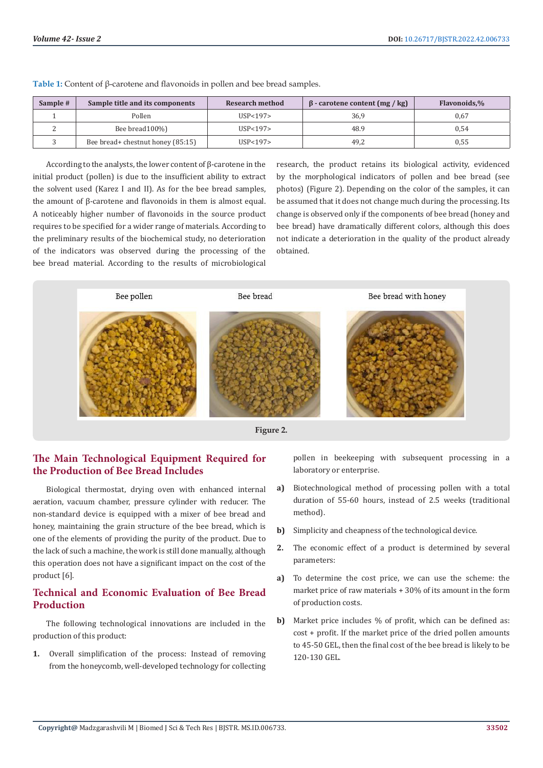**Table 1:** Content of β-carotene and flavonoids in pollen and bee bread samples.

| Sample # | Sample title and its components | Research method | β - carotene content (mg / kg) | Flavonoids,% |
|---|---|---|---|---|
| 1 | Pollen | USP<197> | 36,9 | 0,67 |
| 2 | Bee bread100%) | USP<197> | 48.9 | 0,54 |
| 3 | Bee bread+ chestnut honey (85:15) | USP<197> | 49,2 | 0,55 |

According to the analysts, the lower content of β-carotene in the initial product (pollen) is due to the insufficient ability to extract the solvent used (Karez I and II). As for the bee bread samples, the amount of β-carotene and flavonoids in them is almost equal. A noticeably higher number of flavonoids in the source product requires to be specified for a wider range of materials. According to the preliminary results of the biochemical study, no deterioration of the indicators was observed during the processing of the bee bread material. According to the results of microbiological research, the product retains its biological activity, evidenced by the morphological indicators of pollen and bee bread (see photos) (Figure 2). Depending on the color of the samples, it can be assumed that it does not change much during the processing. Its change is observed only if the components of bee bread (honey and bee bread) have dramatically different colors, although this does not indicate a deterioration in the quality of the product already obtained.

Bee pollen

Bee bread

Bee bread with honey

**Figure 2.**

## The Main Technological Equipment Required for the Production of Bee Bread Includes

Biological thermostat, drying oven with enhanced internal aeration, vacuum chamber, pressure cylinder with reducer. The non-standard device is equipped with a mixer of bee bread and honey, maintaining the grain structure of the bee bread, which is one of the elements of providing the purity of the product. Due to the lack of such a machine, the work is still done manually, although this operation does not have a significant impact on the cost of the product [6].

## Technical and Economic Evaluation of Bee Bread Production

The following technological innovations are included in the production of this product:

1. Overall simplification of the process: Instead of removing from the honeycomb, well-developed technology for collecting pollen in beekeeping with subsequent processing in a laboratory or enterprise.

a) Biotechnological method of processing pollen with a total duration of 55-60 hours, instead of 2.5 weeks (traditional method).

b) Simplicity and cheapness of the technological device.

2. The economic effect of a product is determined by several parameters:

a) To determine the cost price, we can use the scheme: the market price of raw materials + 30% of its amount in the form of production costs.

b) Market price includes % of profit, which can be defined as: cost + profit. If the market price of the dried pollen amounts to 45-50 GEL, then the final cost of the bee bread is likely to be 120-130 GEL.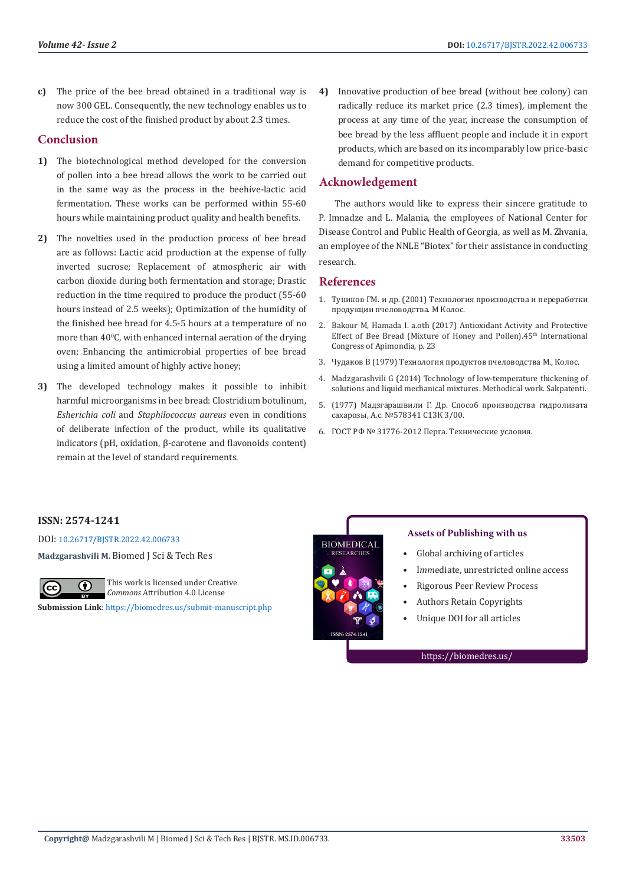c) The price of the bee bread obtained in a traditional way is now 300 GEL. Consequently, the new technology enables us to reduce the cost of the finished product by about 2.3 times.

## Conclusion

1) The biotechnological method developed for the conversion of pollen into a bee bread allows the work to be carried out in the same way as the process in the beehive-lactic acid fermentation. These works can be performed within 55-60 hours while maintaining product quality and health benefits.

2) The novelties used in the production process of bee bread are as follows: Lactic acid production at the expense of fully inverted sucrose; Replacement of atmospheric air with carbon dioxide during both fermentation and storage; Drastic reduction in the time required to produce the product (55-60 hours instead of 2.5 weeks); Optimization of the humidity of the finished bee bread for 4.5-5 hours at a temperature of no more than 40$^{0}$C, with enhanced internal aeration of the drying oven; Enhancing the antimicrobial properties of bee bread using a limited amount of highly active honey;

3) The developed technology makes it possible to inhibit harmful microorganisms in bee bread: Clostridium botulinum, *Esherichia coli* and *Staphilococcus aureus* even in conditions of deliberate infection of the product, while its qualitative indicators (pH, oxidation, β-carotene and flavonoids content) remain at the level of standard requirements.

4) Innovative production of bee bread (without bee colony) can radically reduce its market price (2.3 times), implement the process at any time of the year, increase the consumption of bee bread by the less affluent people and include it in export products, which are based on its incomparably low price-basic demand for competitive products.

## Acknowledgement

The authors would like to express their sincere gratitude to P. Imnadze and L. Malania, the employees of National Center for Disease Control and Public Health of Georgia, as well as M. Zhvania, an employee of the NNLE "Biotex" for their assistance in conducting research.

## References

1. Туников ГМ. и др. (2001) Технология производства и переработки продукции пчеловодства. М Колос.
2. Bakour M, Hamada I. a.oth (2017) Antioxidant Activity and Protective Effect of Bee Bread (Mixture of Honey and Pollen).45th International Congress of Apimondia, p. 23
3. Чудаков В (1979) Технология продуктов пчеловодства М., Колос.
4. Madzgarashvili G (2014) Technology of low-temperature thickening of solutions and liquid mechanical mixtures. Methodical work. Sakpatenti.
5. (1977) Мадзгарашвили Г. Др. Способ производства гидролизата сахарозы, А.с. №578341 С13К 3/00.
6. ГОСТ РФ № 31776-2012 Перга. Технические условия.

**ISSN: 2574-1241**

DOI: 10.26717/BJSTR.2022.42.006733

**Madzgarashvili M.** Biomed J Sci & Tech Res

This work is licensed under Creative *Commons* Attribution 4.0 License

**Submission Link**: https://biomedres.us/submit-manuscript.php

**Assets of Publishing with us**

- Global archiving of articles
- Immediate, unrestricted online access
- Rigorous Peer Review Process
- Authors Retain Copyrights
- Unique DOI for all articles

https://biomedres.us/